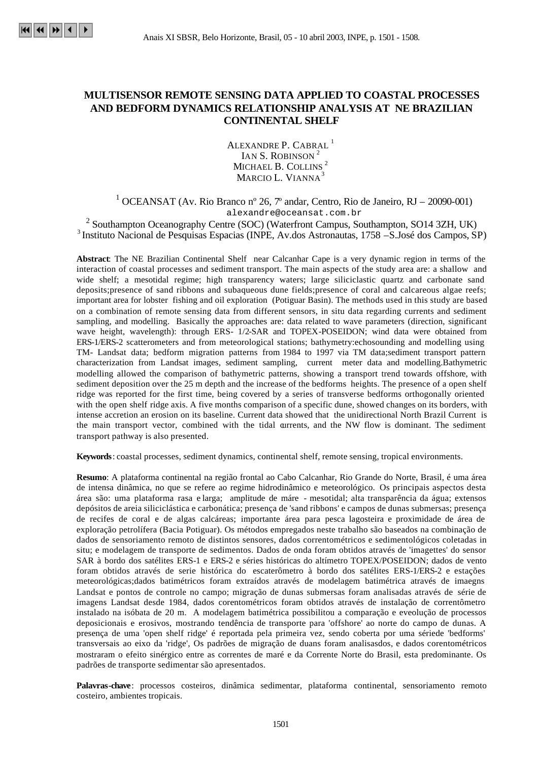# MULTISENSOR REMOTE SENSING DATA APPLIED TO COASTAL PROCESSES AND BEDFORM DYNAMICS RELATIONSHIP ANALYSIS AT NE BRAZILIAN CONTINENTAL SHELF

ALEXANDRE P. CABRAL [1]
IAN S. ROBINSON [2]
MICHAEL B. COLLINS [2]
MARCIO L. VIANNA [3]

[1] OCEANSAT (Av. Rio Branco nº 26, 7º andar, Centro, Rio de Janeiro, RJ – 20090-001)
alexandre@oceansat.com.br

[2] Southampton Oceanography Centre (SOC) (Waterfront Campus, Southampton, SO14 3ZH, UK)

[3] Instituto Nacional de Pesquisas Espacias (INPE, Av.dos Astronautas, 1758 –S.José dos Campos, SP)

**Abstract**: The NE Brazilian Continental Shelf near Calcanhar Cape is a very dynamic region in terms of the interaction of coastal processes and sediment transport. The main aspects of the study area are: a shallow and wide shelf; a mesotidal regime; high transparency waters; large siliciclastic quartz and carbonate sand deposits;presence of sand ribbons and subaqueous dune fields;presence of coral and calcareous algae reefs; important area for lobster fishing and oil exploration (Potiguar Basin). The methods used in this study are based on a combination of remote sensing data from different sensors, in situ data regarding currents and sediment sampling, and modelling. Basically the approaches are: data related to wave parameters (direction, significant wave height, wavelength): through ERS- 1/2-SAR and TOPEX-POSEIDON; wind data were obtained from ERS-1/ERS-2 scatterometers and from meteorological stations; bathymetry:echosounding and modelling using TM- Landsat data; bedform migration patterns from 1984 to 1997 via TM data;sediment transport pattern characterization from Landsat images, sediment sampling, current meter data and modelling.Bathymetric modelling allowed the comparison of bathymetric patterns, showing a transport trend towards offshore, with sediment deposition over the 25 m depth and the increase of the bedforms heights. The presence of a open shelf ridge was reported for the first time, being covered by a series of transverse bedforms orthogonally oriented with the open shelf ridge axis. A five months comparison of a specific dune, showed changes on its borders, with intense accretion an erosion on its baseline. Current data showed that the unidirectional North Brazil Current is the main transport vector, combined with the tidal currents, and the NW flow is dominant. The sediment transport pathway is also presented.

**Keywords**: coastal processes, sediment dynamics, continental shelf, remote sensing, tropical environments.

**Resumo**: A plataforma continental na região frontal ao Cabo Calcanhar, Rio Grande do Norte, Brasil, é uma área de intensa dinâmica, no que se refere ao regime hidrodinâmico e meteorológico. Os principais aspectos desta área são: uma plataforma rasa e larga; amplitude de máre - mesotidal; alta transparência da água; extensos depósitos de areia siliciclástica e carbonática; presença de 'sand ribbons' e campos de dunas submersas; presença de recifes de coral e de algas calcáreas; importante área para pesca lagosteira e proximidade de área de exploração petrolífera (Bacia Potiguar). Os métodos empregados neste trabalho são baseados na combinação de dados de sensoriamento remoto de distintos sensores, dados correntométricos e sedimentológicos coletadas in situ; e modelagem de transporte de sedimentos. Dados de onda foram obtidos através de 'imagettes' do sensor SAR à bordo dos satélites ERS-1 e ERS-2 e séries históricas do altímetro TOPEX/POSEIDON; dados de vento foram obtidos através de serie histórica do escaterômetro à bordo dos satélites ERS-1/ERS-2 e estações meteorológicas;dados batimétricos foram extraídos através de modelagem batimétrica através de imaegns Landsat e pontos de controle no campo; migração de dunas submersas foram analisadas através de série de imagens Landsat desde 1984, dados corentométricos foram obtidos através de instalação de correntômetro instalado na isóbata de 20 m. A modelagem batimétrica possibilitou a comparação e eveolução de processos deposicionais e erosivos, mostrando tendência de transporte para 'offshore' ao norte do campo de dunas. A presença de uma 'open shelf ridge' é reportada pela primeira vez, sendo coberta por uma sériede 'bedforms' transversais ao eixo da 'ridge', Os padrões de migração de duans foram analisasdos, e dados corentométricos mostraram o efeito sinérgico entre as correntes de maré e da Corrente Norte do Brasil, esta predominante. Os padrões de transporte sedimentar são apresentados.

**Palavras-chave**: processos costeiros, dinâmica sedimentar, plataforma continental, sensoriamento remoto costeiro, ambientes tropicais.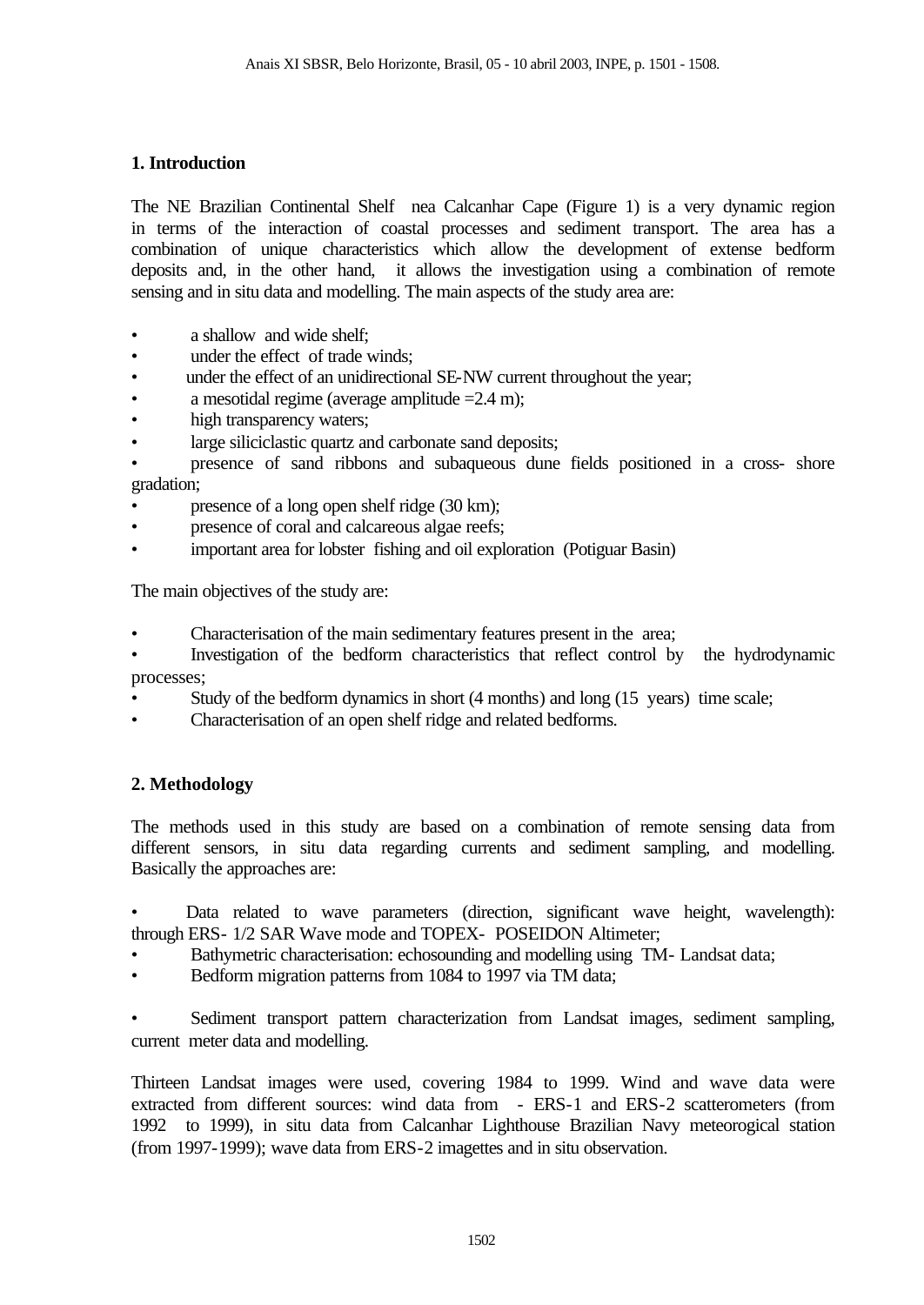## 1. Introduction

The NE Brazilian Continental Shelf nea Calcanhar Cape (Figure 1) is a very dynamic region in terms of the interaction of coastal processes and sediment transport. The area has a combination of unique characteristics which allow the development of extense bedform deposits and, in the other hand, it allows the investigation using a combination of remote sensing and in situ data and modelling. The main aspects of the study area are:

- a shallow and wide shelf;
- under the effect of trade winds;
- under the effect of an unidirectional SE-NW current throughout the year;
- a mesotidal regime (average amplitude =2.4 m);
- high transparency waters;
- large siliciclastic quartz and carbonate sand deposits;
- presence of sand ribbons and subaqueous dune fields positioned in a cross- shore gradation;
- presence of a long open shelf ridge (30 km);
- presence of coral and calcareous algae reefs;
- important area for lobster fishing and oil exploration (Potiguar Basin)

The main objectives of the study are:

- Characterisation of the main sedimentary features present in the area;
- Investigation of the bedform characteristics that reflect control by the hydrodynamic processes;
- Study of the bedform dynamics in short (4 months) and long (15 years) time scale;
- Characterisation of an open shelf ridge and related bedforms.

## 2. Methodology

The methods used in this study are based on a combination of remote sensing data from different sensors, in situ data regarding currents and sediment sampling, and modelling. Basically the approaches are:

- Data related to wave parameters (direction, significant wave height, wavelength): through ERS- 1/2 SAR Wave mode and TOPEX- POSEIDON Altimeter;
- Bathymetric characterisation: echosounding and modelling using TM- Landsat data;
- Bedform migration patterns from 1084 to 1997 via TM data;

- Sediment transport pattern characterization from Landsat images, sediment sampling, current meter data and modelling.

Thirteen Landsat images were used, covering 1984 to 1999. Wind and wave data were extracted from different sources: wind data from - ERS-1 and ERS-2 scatterometers (from 1992 to 1999), in situ data from Calcanhar Lighthouse Brazilian Navy meteorogical station (from 1997-1999); wave data from ERS-2 imagettes and in situ observation.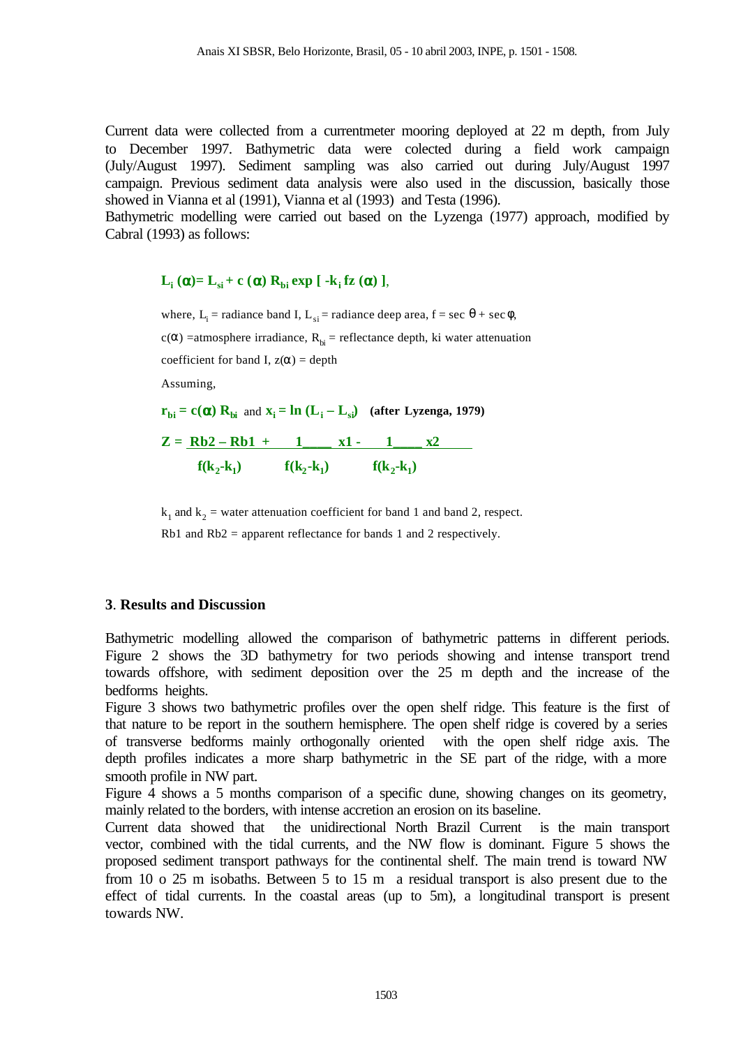Current data were collected from a currentmeter mooring deployed at 22 m depth, from July to December 1997. Bathymetric data were colected during a field work campaign (July/August 1997). Sediment sampling was also carried out during July/August 1997 campaign. Previous sediment data analysis were also used in the discussion, basically those showed in Vianna et al (1991), Vianna et al (1993) and Testa (1996).
Bathymetric modelling were carried out based on the Lyzenga (1977) approach, modified by Cabral (1993) as follows:

$$L_i(\alpha) = L_{si} + c(\alpha)\, R_{bi} \exp[-k_i f z(\alpha)],$$

where, $L_i$ = radiance band I, $L_{si}$ = radiance deep area, f = sec $\theta$ + sec $\phi$,

$c(\alpha)$ =atmosphere irradiance, $R_{bi}$ = reflectance depth, ki water attenuation coefficient for band I, $z(\alpha)$ = depth

Assuming,

$r_{bi} = c(\alpha) R_{bi}$ and $x_i = \ln(L_i - L_{si})$ **(after Lyzenga, 1979)**

$$Z = \frac{Rb2 - Rb1}{f(k_2-k_1)} + \frac{1}{f(k_2-k_1)} x1 - \frac{1}{f(k_2-k_1)} x2$$

$k_1$ and $k_2$ = water attenuation coefficient for band 1 and band 2, respect.

Rb1 and Rb2 = apparent reflectance for bands 1 and 2 respectively.

## 3. Results and Discussion

Bathymetric modelling allowed the comparison of bathymetric patterns in different periods. Figure 2 shows the 3D bathymetry for two periods showing and intense transport trend towards offshore, with sediment deposition over the 25 m depth and the increase of the bedforms heights.
Figure 3 shows two bathymetric profiles over the open shelf ridge. This feature is the first of that nature to be report in the southern hemisphere. The open shelf ridge is covered by a series of transverse bedforms mainly orthogonally oriented with the open shelf ridge axis. The depth profiles indicates a more sharp bathymetric in the SE part of the ridge, with a more smooth profile in NW part.
Figure 4 shows a 5 months comparison of a specific dune, showing changes on its geometry, mainly related to the borders, with intense accretion an erosion on its baseline.
Current data showed that the unidirectional North Brazil Current is the main transport vector, combined with the tidal currents, and the NW flow is dominant. Figure 5 shows the proposed sediment transport pathways for the continental shelf. The main trend is toward NW from 10 o 25 m isobaths. Between 5 to 15 m a residual transport is also present due to the effect of tidal currents. In the coastal areas (up to 5m), a longitudinal transport is present towards NW.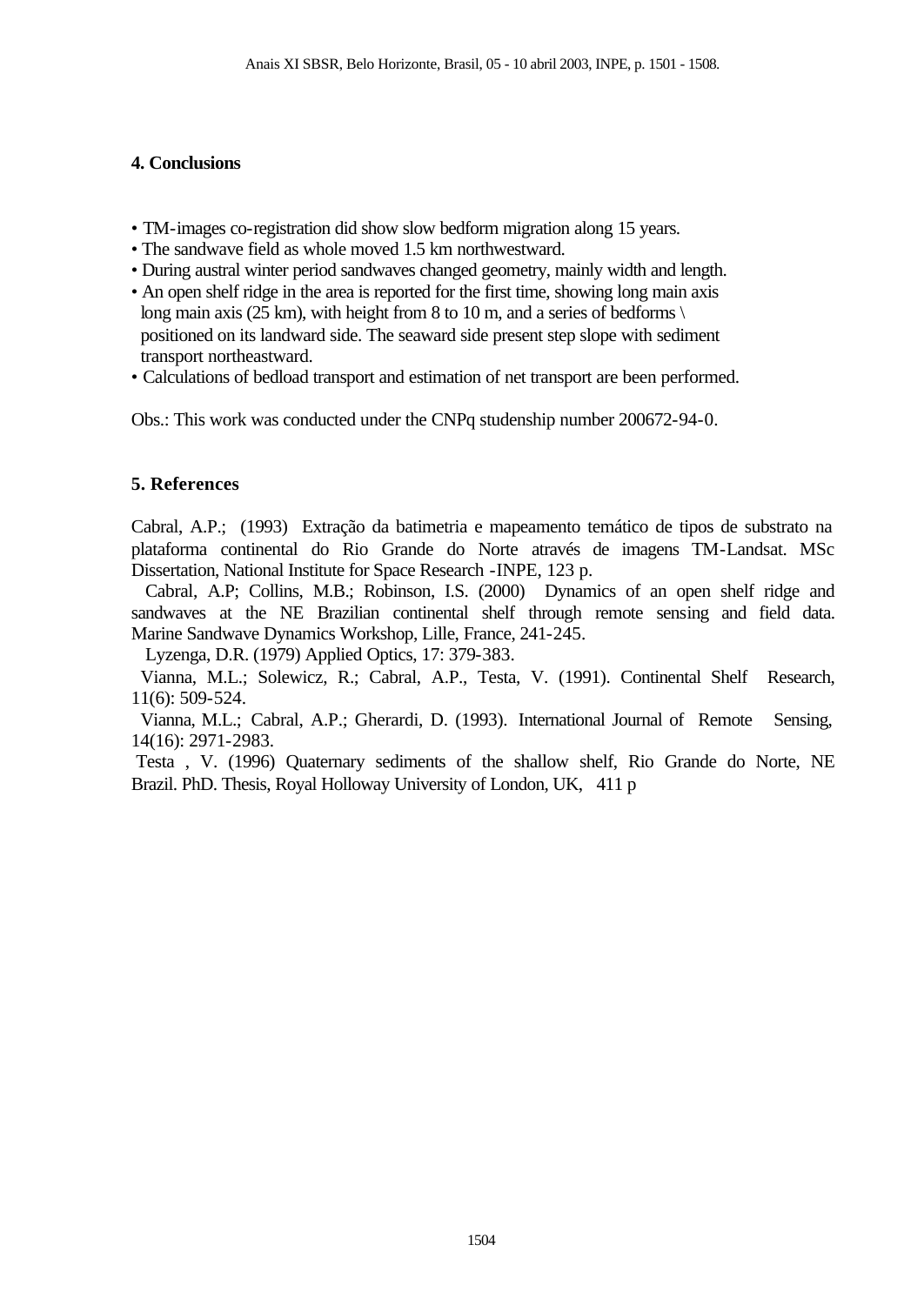## 4. Conclusions

- TM-images co-registration did show slow bedform migration along 15 years.
- The sandwave field as whole moved 1.5 km northwestward.
- During austral winter period sandwaves changed geometry, mainly width and length.
- An open shelf ridge in the area is reported for the first time, showing long main axis long main axis (25 km), with height from 8 to 10 m, and a series of bedforms \ positioned on its landward side. The seaward side present step slope with sediment transport northeastward.
- Calculations of bedload transport and estimation of net transport are been performed.

Obs.: This work was conducted under the CNPq studenship number 200672-94-0.

## 5. References

Cabral, A.P.; (1993) Extração da batimetria e mapeamento temático de tipos de substrato na plataforma continental do Rio Grande do Norte através de imagens TM-Landsat. MSc Dissertation, National Institute for Space Research -INPE, 123 p.

Cabral, A.P; Collins, M.B.; Robinson, I.S. (2000) Dynamics of an open shelf ridge and sandwaves at the NE Brazilian continental shelf through remote sensing and field data. Marine Sandwave Dynamics Workshop, Lille, France, 241-245.

Lyzenga, D.R. (1979) Applied Optics, 17: 379-383.

Vianna, M.L.; Solewicz, R.; Cabral, A.P., Testa, V. (1991). Continental Shelf Research, 11(6): 509-524.

Vianna, M.L.; Cabral, A.P.; Gherardi, D. (1993). International Journal of Remote Sensing, 14(16): 2971-2983.

Testa , V. (1996) Quaternary sediments of the shallow shelf, Rio Grande do Norte, NE Brazil. PhD. Thesis, Royal Holloway University of London, UK, 411 p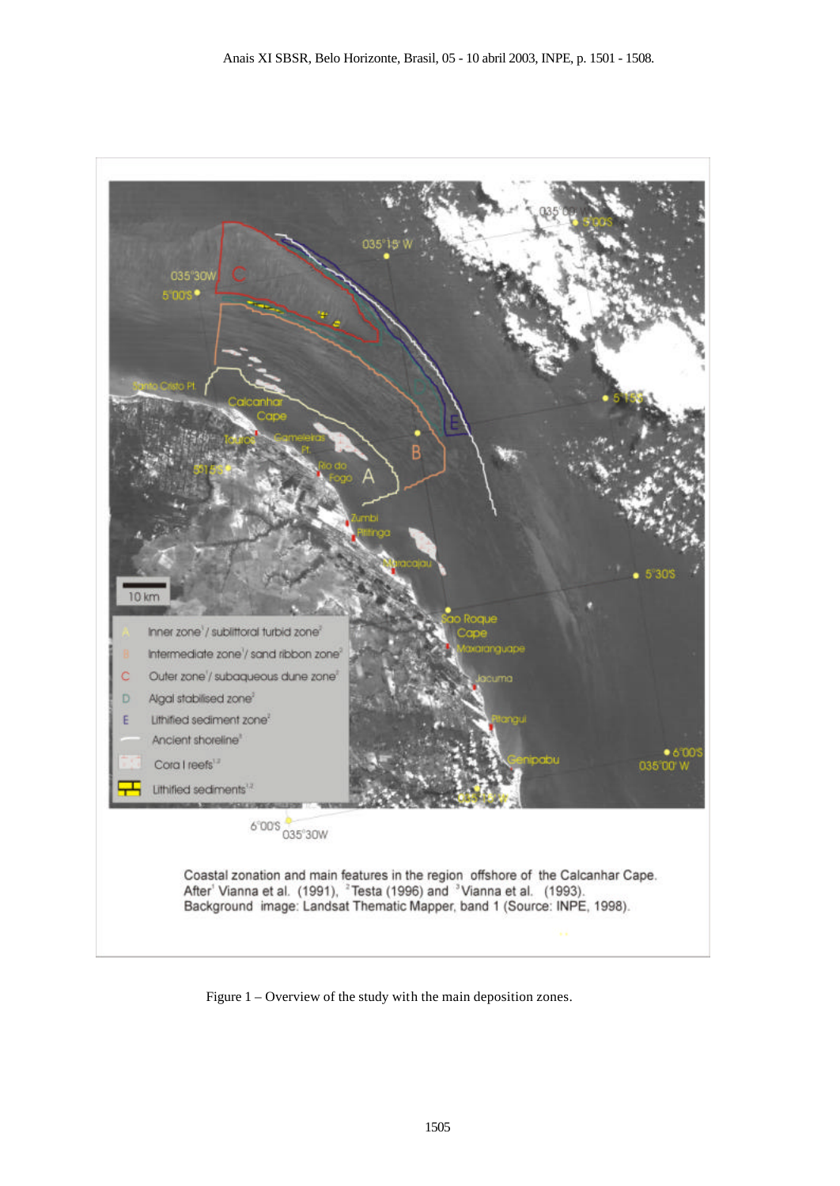Coastal zonation and main features in the region offshore of the Calcanhar Cape. After[1] Vianna et al. (1991), [2]Testa (1996) and [3]Vianna et al. (1993). Background image: Landsat Thematic Mapper, band 1 (Source: INPE, 1998).

Figure 1 – Overview of the study with the main deposition zones.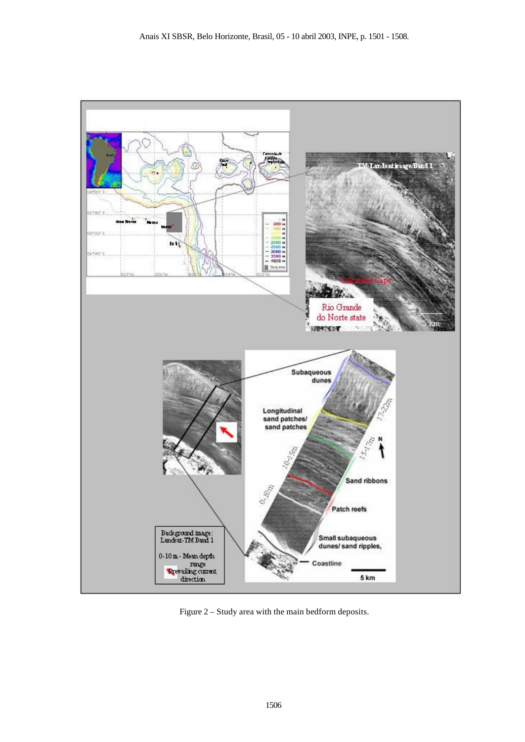Figure 2 – Study area with the main bedform deposits.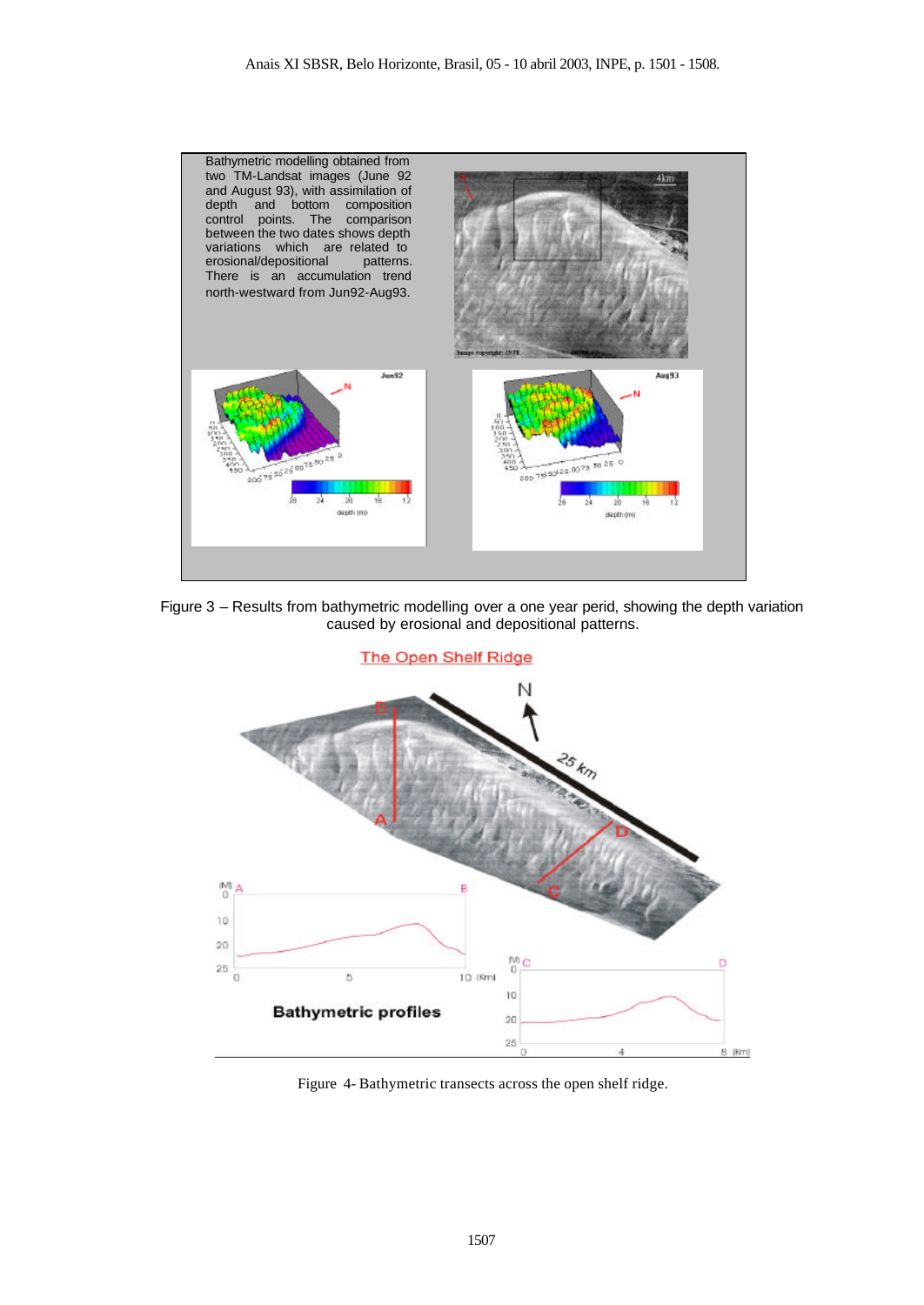Bathymetric modelling obtained from two TM-Landsat images (June 92 and August 93), with assimilation of depth and bottom composition control points. The comparison between the two dates shows depth variations which are related to erosional/depositional patterns. There is an accumulation trend north-westward from Jun92-Aug93.

Figure 3 – Results from bathymetric modelling over a one year perid, showing the depth variation caused by erosional and depositional patterns.

Figure 4- Bathymetric transects across the open shelf ridge.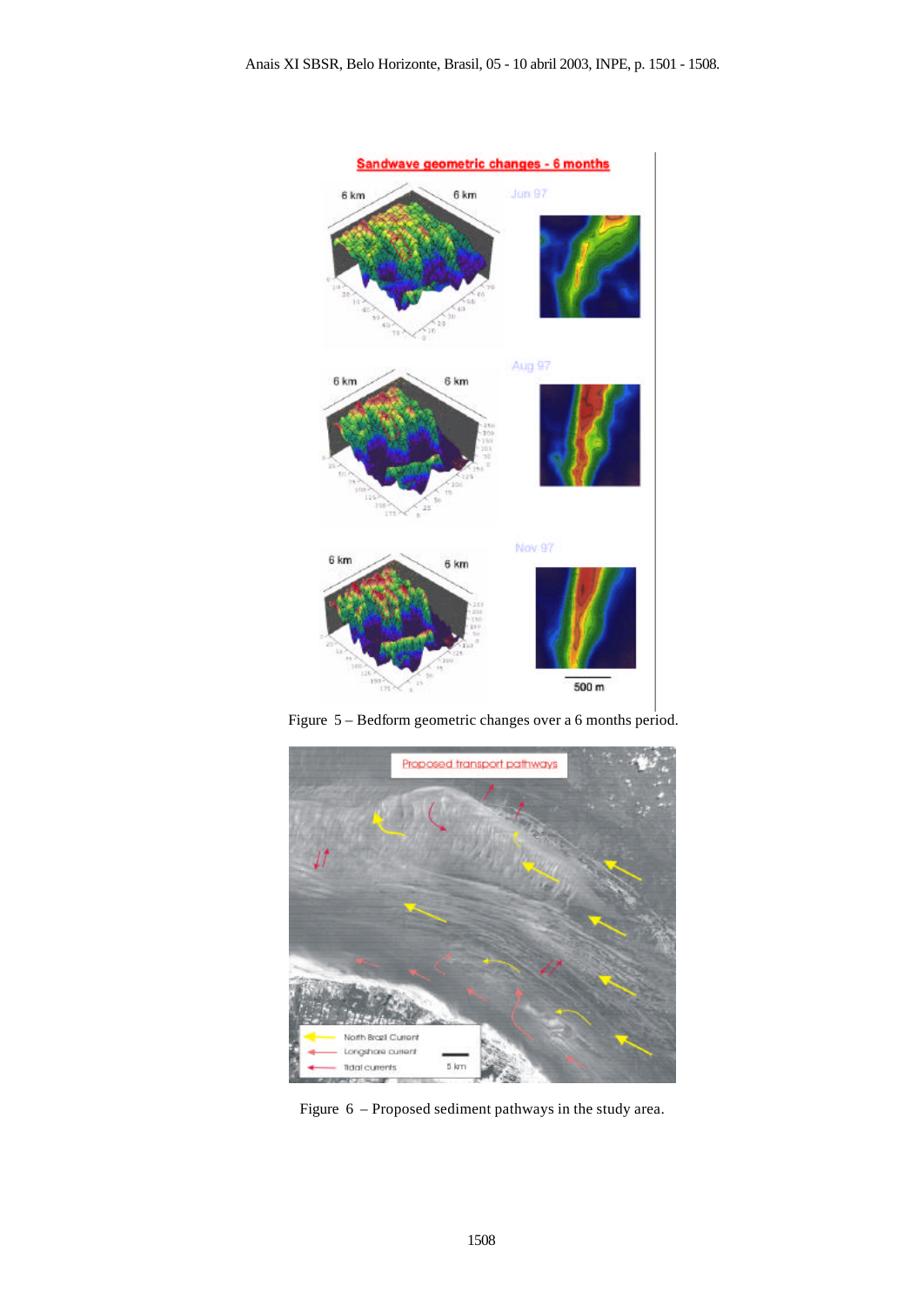Sandwave geometric changes - 6 months

6 km

6 km

Jun 97

6 km

6 km

Aug 97

6 km

6 km

Nov 97

500 m

Figure 5 – Bedform geometric changes over a 6 months period.

Proposed transport pathways

North Brazil Current

Longshore current

Tidal currents

5 km

Figure 6 – Proposed sediment pathways in the study area.